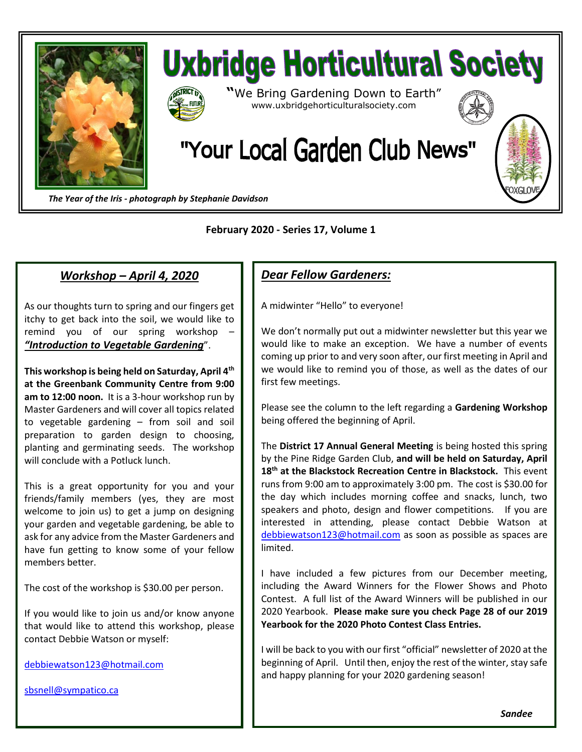# Uxbridge Horticultural Society

"We Bring Gardening Down to Earth"
www.uxbridgehorticulturalsociety.com

# "Your Local Garden Club News"

FOXGLOVE

*The Year of the Iris - photograph by Stephanie Davidson*

**February 2020 - Series 17, Volume 1**

## *Workshop – April 4, 2020*

As our thoughts turn to spring and our fingers get itchy to get back into the soil, we would like to remind you of our spring workshop – ***"Introduction to Vegetable Gardening***".

**This workshop is being held on Saturday, April 4th at the Greenbank Community Centre from 9:00 am to 12:00 noon.** It is a 3-hour workshop run by Master Gardeners and will cover all topics related to vegetable gardening – from soil and soil preparation to garden design to choosing, planting and germinating seeds. The workshop will conclude with a Potluck lunch.

This is a great opportunity for you and your friends/family members (yes, they are most welcome to join us) to get a jump on designing your garden and vegetable gardening, be able to ask for any advice from the Master Gardeners and have fun getting to know some of your fellow members better.

The cost of the workshop is $30.00 per person.

If you would like to join us and/or know anyone that would like to attend this workshop, please contact Debbie Watson or myself:

debbiewatson123@hotmail.com

sbsnell@sympatico.ca

## *Dear Fellow Gardeners:*

A midwinter "Hello" to everyone!

We don't normally put out a midwinter newsletter but this year we would like to make an exception. We have a number of events coming up prior to and very soon after, our first meeting in April and we would like to remind you of those, as well as the dates of our first few meetings.

Please see the column to the left regarding a **Gardening Workshop** being offered the beginning of April.

The **District 17 Annual General Meeting** is being hosted this spring by the Pine Ridge Garden Club, **and will be held on Saturday, April 18th at the Blackstock Recreation Centre in Blackstock.** This event runs from 9:00 am to approximately 3:00 pm. The cost is $30.00 for the day which includes morning coffee and snacks, lunch, two speakers and photo, design and flower competitions. If you are interested in attending, please contact Debbie Watson at debbiewatson123@hotmail.com as soon as possible as spaces are limited.

I have included a few pictures from our December meeting, including the Award Winners for the Flower Shows and Photo Contest. A full list of the Award Winners will be published in our 2020 Yearbook. **Please make sure you check Page 28 of our 2019 Yearbook for the 2020 Photo Contest Class Entries.**

I will be back to you with our first "official" newsletter of 2020 at the beginning of April. Until then, enjoy the rest of the winter, stay safe and happy planning for your 2020 gardening season!

***Sandee***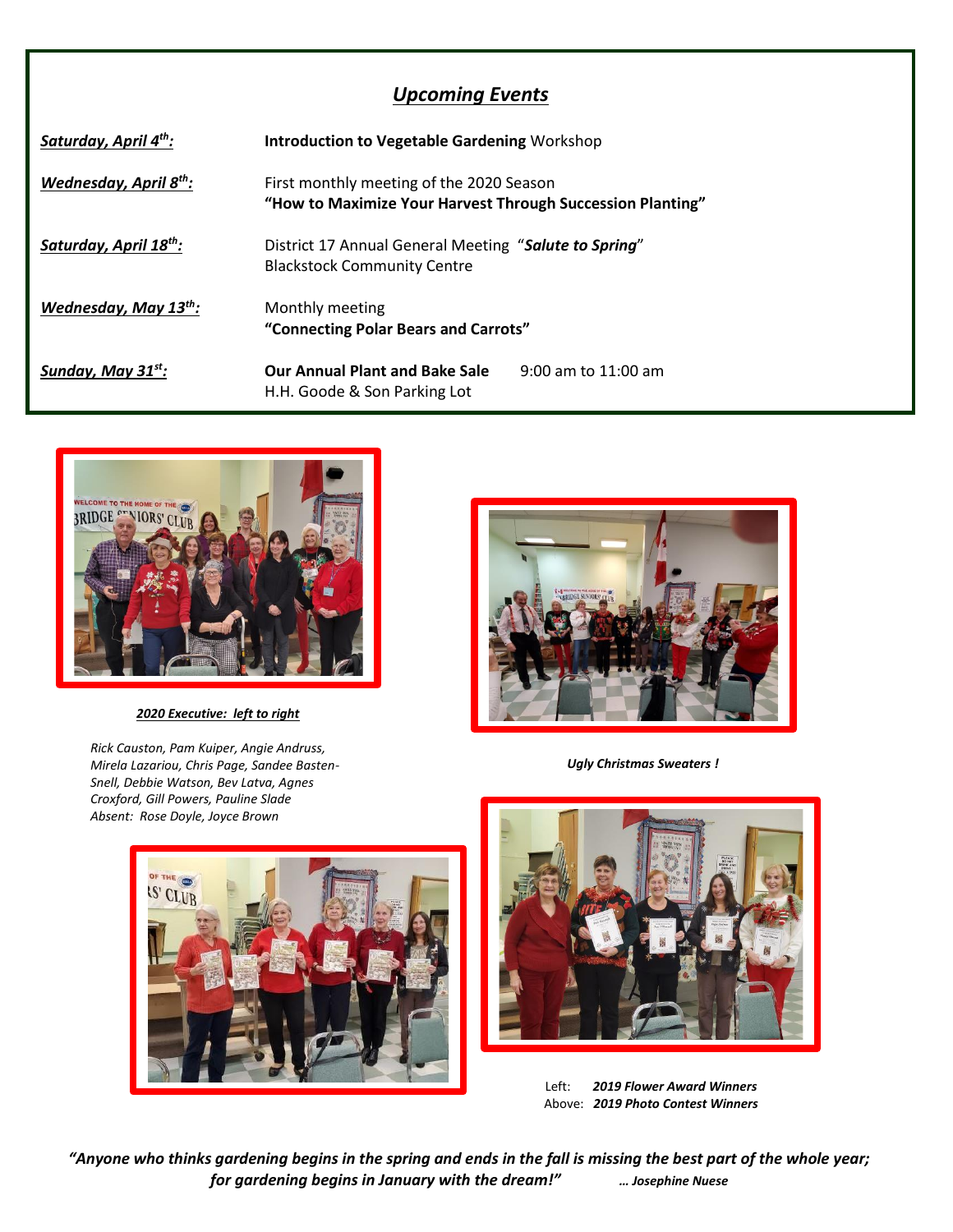## *Upcoming Events*

| | |
|---|---|
| ***Saturday, April 4th:*** | **Introduction to Vegetable Gardening** Workshop |
| ***Wednesday, April 8th:*** | First monthly meeting of the 2020 Season<br>**“How to Maximize Your Harvest Through Succession Planting”** |
| ***Saturday, April 18th:*** | District 17 Annual General Meeting “***Salute to Spring***”<br>Blackstock Community Centre |
| ***Wednesday, May 13th:*** | Monthly meeting<br>**“Connecting Polar Bears and Carrots”** |
| ***Sunday, May 31st:*** | **Our Annual Plant and Bake Sale** 9:00 am to 11:00 am<br>H.H. Goode & Son Parking Lot |

***2020 Executive: left to right***

*Rick Causton, Pam Kuiper, Angie Andruss, Mirela Lazariou, Chris Page, Sandee Basten-Snell, Debbie Watson, Bev Latva, Agnes Croxford, Gill Powers, Pauline Slade*
*Absent: Rose Doyle, Joyce Brown*

***Ugly Christmas Sweaters !***

Left: ***2019 Flower Award Winners***
Above: ***2019 Photo Contest Winners***

***“Anyone who thinks gardening begins in the spring and ends in the fall is missing the best part of the whole year; for gardening begins in January with the dream!”*** *… Josephine Nuese*